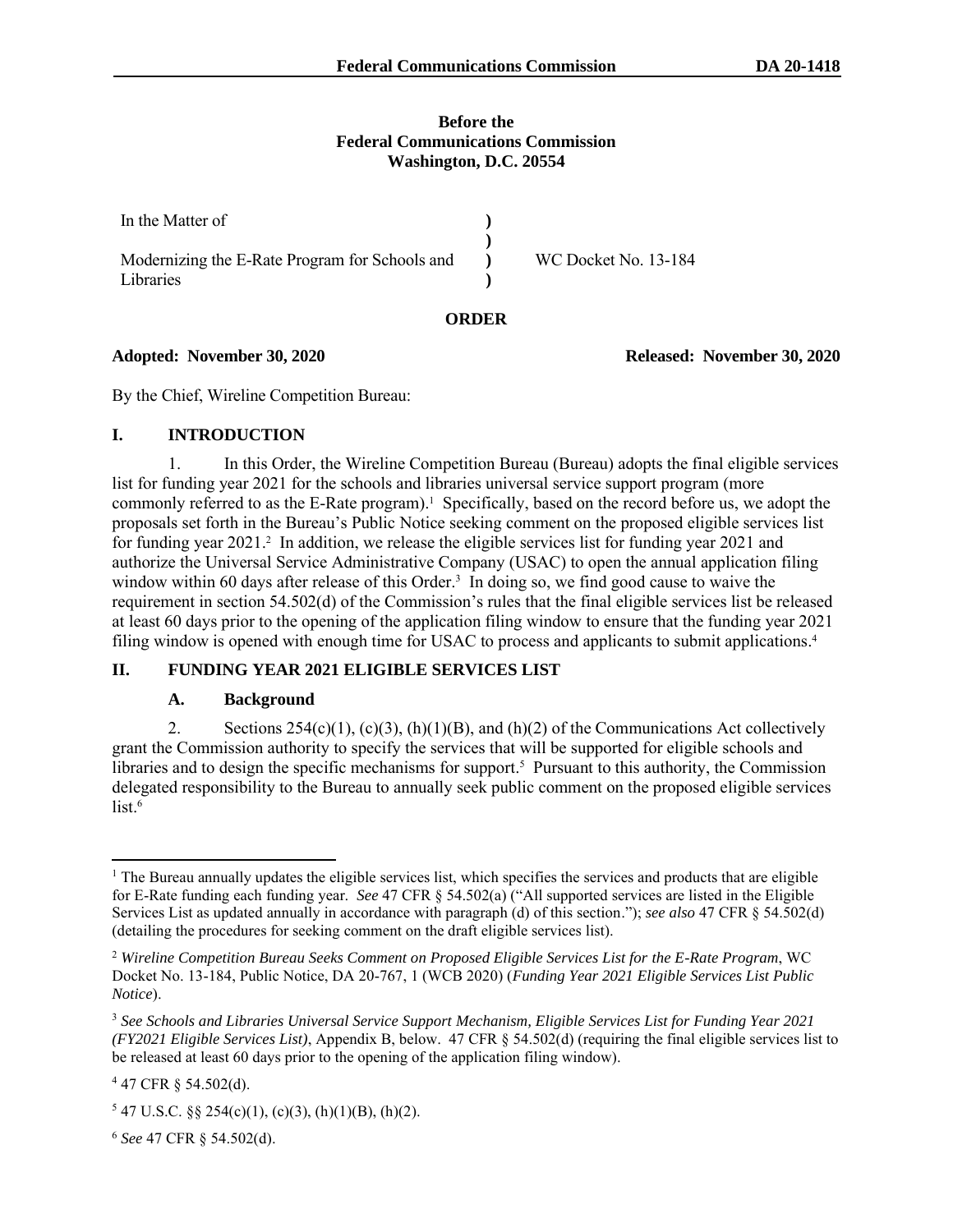**Before the**
**Federal Communications Commission**
**Washington, D.C. 20554**

| In the Matter of | ) | |
|---|---|---|
| | ) | |
| Modernizing the E-Rate Program for Schools and Libraries | ) | WC Docket No. 13-184 |
| | ) | |

**ORDER**

**Adopted: November 30, 2020** **Released: November 30, 2020**

By the Chief, Wireline Competition Bureau:

## I. INTRODUCTION

1. In this Order, the Wireline Competition Bureau (Bureau) adopts the final eligible services list for funding year 2021 for the schools and libraries universal service support program (more commonly referred to as the E-Rate program).[1] Specifically, based on the record before us, we adopt the proposals set forth in the Bureau's Public Notice seeking comment on the proposed eligible services list for funding year 2021.[2] In addition, we release the eligible services list for funding year 2021 and authorize the Universal Service Administrative Company (USAC) to open the annual application filing window within 60 days after release of this Order.[3] In doing so, we find good cause to waive the requirement in section 54.502(d) of the Commission's rules that the final eligible services list be released at least 60 days prior to the opening of the application filing window to ensure that the funding year 2021 filing window is opened with enough time for USAC to process and applicants to submit applications.[4]

## II. FUNDING YEAR 2021 ELIGIBLE SERVICES LIST

### A. Background

2. Sections 254(c)(1), (c)(3), (h)(1)(B), and (h)(2) of the Communications Act collectively grant the Commission authority to specify the services that will be supported for eligible schools and libraries and to design the specific mechanisms for support.[5] Pursuant to this authority, the Commission delegated responsibility to the Bureau to annually seek public comment on the proposed eligible services list.[6]

---

[1] The Bureau annually updates the eligible services list, which specifies the services and products that are eligible for E-Rate funding each funding year. *See* 47 CFR § 54.502(a) ("All supported services are listed in the Eligible Services List as updated annually in accordance with paragraph (d) of this section."); *see also* 47 CFR § 54.502(d) (detailing the procedures for seeking comment on the draft eligible services list).

[2] *Wireline Competition Bureau Seeks Comment on Proposed Eligible Services List for the E-Rate Program*, WC Docket No. 13-184, Public Notice, DA 20-767, 1 (WCB 2020) (*Funding Year 2021 Eligible Services List Public Notice*).

[3] *See Schools and Libraries Universal Service Support Mechanism, Eligible Services List for Funding Year 2021 (FY2021 Eligible Services List)*, Appendix B, below. 47 CFR § 54.502(d) (requiring the final eligible services list to be released at least 60 days prior to the opening of the application filing window).

[4] 47 CFR § 54.502(d).

[5] 47 U.S.C. §§ 254(c)(1), (c)(3), (h)(1)(B), (h)(2).

[6] *See* 47 CFR § 54.502(d).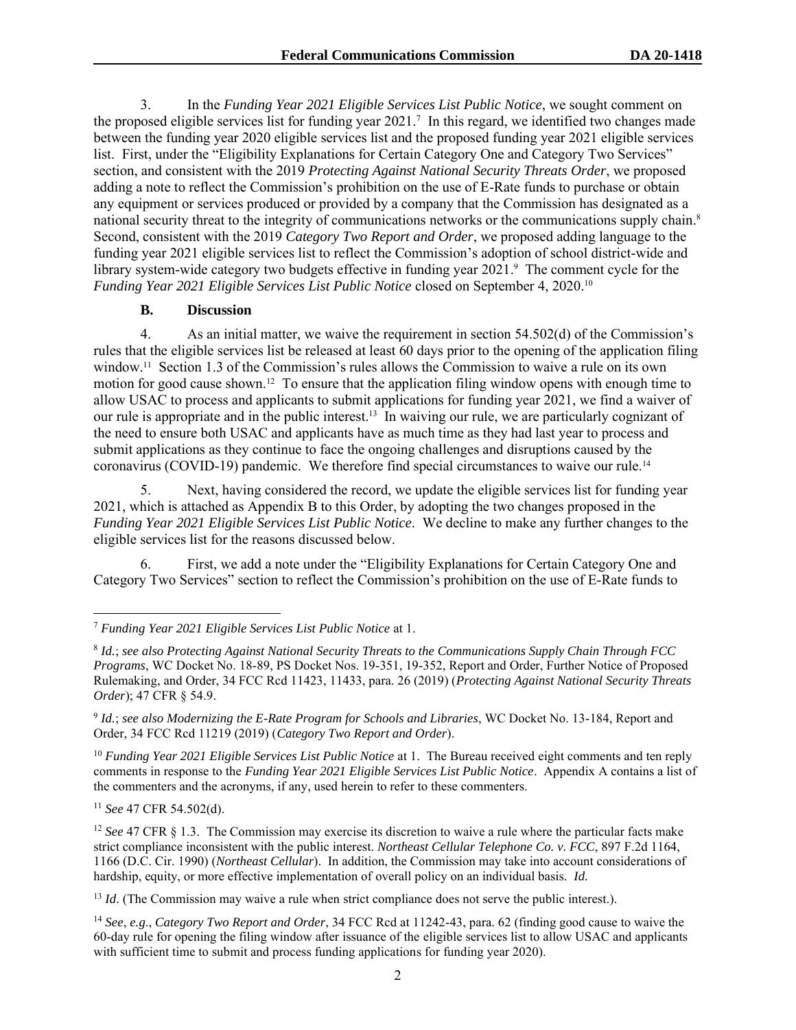3. In the *Funding Year 2021 Eligible Services List Public Notice*, we sought comment on the proposed eligible services list for funding year 2021.[7] In this regard, we identified two changes made between the funding year 2020 eligible services list and the proposed funding year 2021 eligible services list. First, under the "Eligibility Explanations for Certain Category One and Category Two Services" section, and consistent with the 2019 *Protecting Against National Security Threats Order*, we proposed adding a note to reflect the Commission's prohibition on the use of E-Rate funds to purchase or obtain any equipment or services produced or provided by a company that the Commission has designated as a national security threat to the integrity of communications networks or the communications supply chain.[8] Second, consistent with the 2019 *Category Two Report and Order*, we proposed adding language to the funding year 2021 eligible services list to reflect the Commission's adoption of school district-wide and library system-wide category two budgets effective in funding year 2021.[9] The comment cycle for the *Funding Year 2021 Eligible Services List Public Notice* closed on September 4, 2020.[10]

### B. Discussion

4. As an initial matter, we waive the requirement in section 54.502(d) of the Commission's rules that the eligible services list be released at least 60 days prior to the opening of the application filing window.[11] Section 1.3 of the Commission's rules allows the Commission to waive a rule on its own motion for good cause shown.[12] To ensure that the application filing window opens with enough time to allow USAC to process and applicants to submit applications for funding year 2021, we find a waiver of our rule is appropriate and in the public interest.[13] In waiving our rule, we are particularly cognizant of the need to ensure both USAC and applicants have as much time as they had last year to process and submit applications as they continue to face the ongoing challenges and disruptions caused by the coronavirus (COVID-19) pandemic. We therefore find special circumstances to waive our rule.[14]

5. Next, having considered the record, we update the eligible services list for funding year 2021, which is attached as Appendix B to this Order, by adopting the two changes proposed in the *Funding Year 2021 Eligible Services List Public Notice*. We decline to make any further changes to the eligible services list for the reasons discussed below.

6. First, we add a note under the "Eligibility Explanations for Certain Category One and Category Two Services" section to reflect the Commission's prohibition on the use of E-Rate funds to

---

[7] *Funding Year 2021 Eligible Services List Public Notice* at 1.

[8] *Id.*; *see also Protecting Against National Security Threats to the Communications Supply Chain Through FCC Programs*, WC Docket No. 18-89, PS Docket Nos. 19-351, 19-352, Report and Order, Further Notice of Proposed Rulemaking, and Order, 34 FCC Rcd 11423, 11433, para. 26 (2019) (*Protecting Against National Security Threats Order*); 47 CFR § 54.9.

[9] *Id.*; *see also Modernizing the E-Rate Program for Schools and Libraries*, WC Docket No. 13-184, Report and Order, 34 FCC Rcd 11219 (2019) (*Category Two Report and Order*).

[10] *Funding Year 2021 Eligible Services List Public Notice* at 1. The Bureau received eight comments and ten reply comments in response to the *Funding Year 2021 Eligible Services List Public Notice*. Appendix A contains a list of the commenters and the acronyms, if any, used herein to refer to these commenters.

[11] *See* 47 CFR 54.502(d).

[12] *See* 47 CFR § 1.3. The Commission may exercise its discretion to waive a rule where the particular facts make strict compliance inconsistent with the public interest. *Northeast Cellular Telephone Co. v. FCC*, 897 F.2d 1164, 1166 (D.C. Cir. 1990) (*Northeast Cellular*). In addition, the Commission may take into account considerations of hardship, equity, or more effective implementation of overall policy on an individual basis. *Id.*

[13] *Id*. (The Commission may waive a rule when strict compliance does not serve the public interest.).

[14] *See*, *e.g.*, *Category Two Report and Order*, 34 FCC Rcd at 11242-43, para. 62 (finding good cause to waive the 60-day rule for opening the filing window after issuance of the eligible services list to allow USAC and applicants with sufficient time to submit and process funding applications for funding year 2020).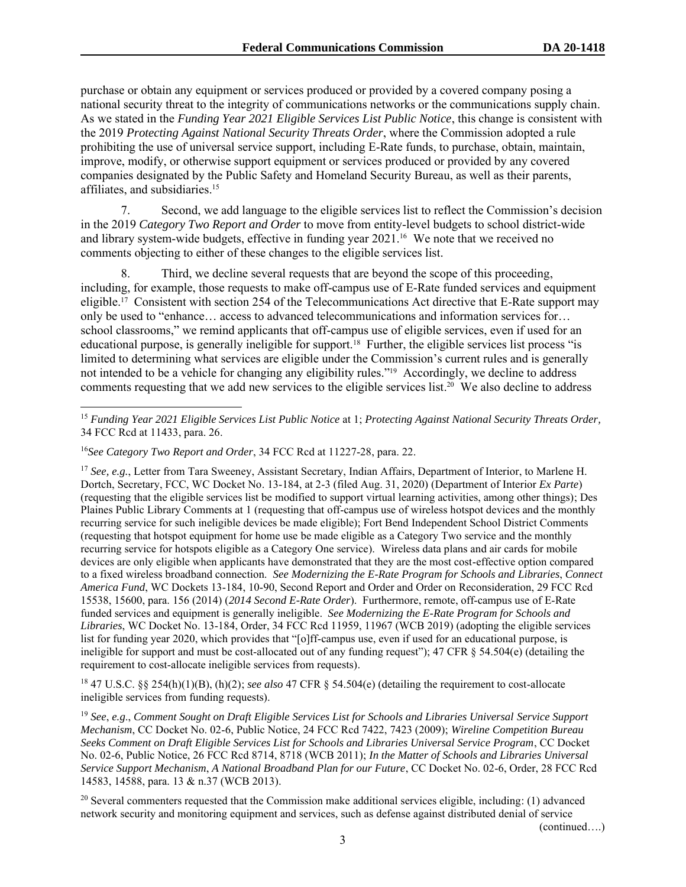purchase or obtain any equipment or services produced or provided by a covered company posing a national security threat to the integrity of communications networks or the communications supply chain. As we stated in the *Funding Year 2021 Eligible Services List Public Notice*, this change is consistent with the 2019 *Protecting Against National Security Threats Order*, where the Commission adopted a rule prohibiting the use of universal service support, including E-Rate funds, to purchase, obtain, maintain, improve, modify, or otherwise support equipment or services produced or provided by any covered companies designated by the Public Safety and Homeland Security Bureau, as well as their parents, affiliates, and subsidiaries.[15]

7. Second, we add language to the eligible services list to reflect the Commission's decision in the 2019 *Category Two Report and Order* to move from entity-level budgets to school district-wide and library system-wide budgets, effective in funding year 2021.[16] We note that we received no comments objecting to either of these changes to the eligible services list.

8. Third, we decline several requests that are beyond the scope of this proceeding, including, for example, those requests to make off-campus use of E-Rate funded services and equipment eligible.[17] Consistent with section 254 of the Telecommunications Act directive that E-Rate support may only be used to "enhance… access to advanced telecommunications and information services for… school classrooms," we remind applicants that off-campus use of eligible services, even if used for an educational purpose, is generally ineligible for support.[18] Further, the eligible services list process "is limited to determining what services are eligible under the Commission's current rules and is generally not intended to be a vehicle for changing any eligibility rules."[19] Accordingly, we decline to address comments requesting that we add new services to the eligible services list.[20] We also decline to address

---

[15] *Funding Year 2021 Eligible Services List Public Notice* at 1; *Protecting Against National Security Threats Order*, 34 FCC Rcd at 11433, para. 26.

[16] *See Category Two Report and Order*, 34 FCC Rcd at 11227-28, para. 22.

[17] *See, e.g.*, Letter from Tara Sweeney, Assistant Secretary, Indian Affairs, Department of Interior, to Marlene H. Dortch, Secretary, FCC, WC Docket No. 13-184, at 2-3 (filed Aug. 31, 2020) (Department of Interior *Ex Parte*) (requesting that the eligible services list be modified to support virtual learning activities, among other things); Des Plaines Public Library Comments at 1 (requesting that off-campus use of wireless hotspot devices and the monthly recurring service for such ineligible devices be made eligible); Fort Bend Independent School District Comments (requesting that hotspot equipment for home use be made eligible as a Category Two service and the monthly recurring service for hotspots eligible as a Category One service). Wireless data plans and air cards for mobile devices are only eligible when applicants have demonstrated that they are the most cost-effective option compared to a fixed wireless broadband connection. *See Modernizing the E-Rate Program for Schools and Libraries*, *Connect America Fund*, WC Dockets 13-184, 10-90, Second Report and Order and Order on Reconsideration, 29 FCC Rcd 15538, 15600, para. 156 (2014) (*2014 Second E-Rate Order*). Furthermore, remote, off-campus use of E-Rate funded services and equipment is generally ineligible. *See Modernizing the E-Rate Program for Schools and Libraries*, WC Docket No. 13-184, Order, 34 FCC Rcd 11959, 11967 (WCB 2019) (adopting the eligible services list for funding year 2020, which provides that "[o]ff-campus use, even if used for an educational purpose, is ineligible for support and must be cost-allocated out of any funding request"); 47 CFR § 54.504(e) (detailing the requirement to cost-allocate ineligible services from requests).

[18] 47 U.S.C. §§ 254(h)(1)(B), (h)(2); *see also* 47 CFR § 54.504(e) (detailing the requirement to cost-allocate ineligible services from funding requests).

[19] *See*, *e.g*., *Comment Sought on Draft Eligible Services List for Schools and Libraries Universal Service Support Mechanism*, CC Docket No. 02-6, Public Notice, 24 FCC Rcd 7422, 7423 (2009); *Wireline Competition Bureau Seeks Comment on Draft Eligible Services List for Schools and Libraries Universal Service Program*, CC Docket No. 02-6, Public Notice, 26 FCC Rcd 8714, 8718 (WCB 2011); *In the Matter of Schools and Libraries Universal Service Support Mechanism*, *A National Broadband Plan for our Future*, CC Docket No. 02-6, Order, 28 FCC Rcd 14583, 14588, para. 13 & n.37 (WCB 2013).

[20] Several commenters requested that the Commission make additional services eligible, including: (1) advanced network security and monitoring equipment and services, such as defense against distributed denial of service

(continued….)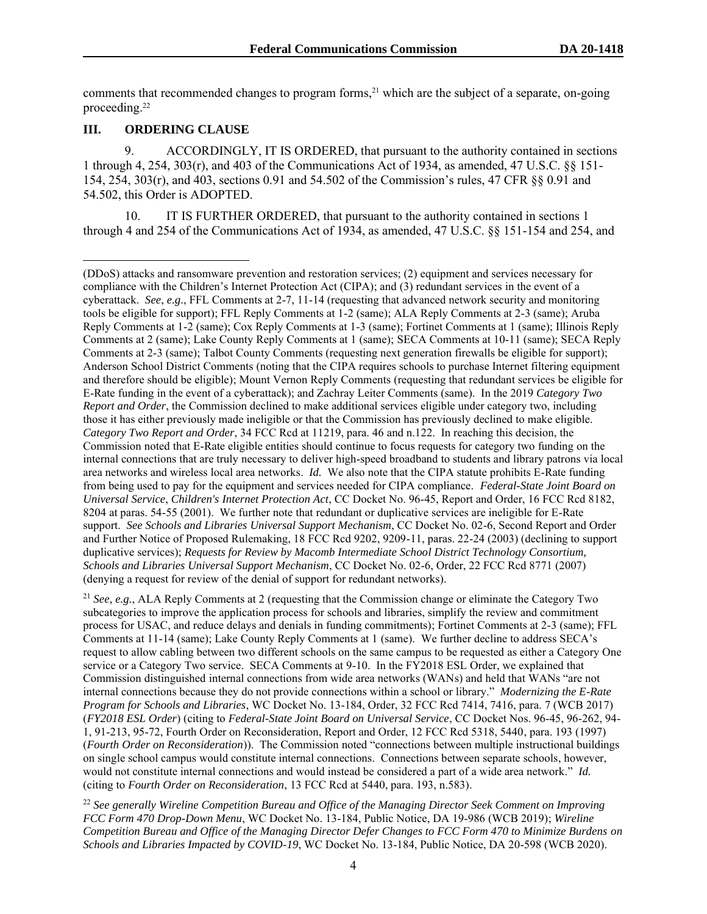comments that recommended changes to program forms,[21] which are the subject of a separate, on-going proceeding.[22]

## III. ORDERING CLAUSE

9. ACCORDINGLY, IT IS ORDERED, that pursuant to the authority contained in sections 1 through 4, 254, 303(r), and 403 of the Communications Act of 1934, as amended, 47 U.S.C. §§ 151-154, 254, 303(r), and 403, sections 0.91 and 54.502 of the Commission's rules, 47 CFR §§ 0.91 and 54.502, this Order is ADOPTED.

10. IT IS FURTHER ORDERED, that pursuant to the authority contained in sections 1 through 4 and 254 of the Communications Act of 1934, as amended, 47 U.S.C. §§ 151-154 and 254, and

---

(DDoS) attacks and ransomware prevention and restoration services; (2) equipment and services necessary for compliance with the Children's Internet Protection Act (CIPA); and (3) redundant services in the event of a cyberattack. *See*, *e.g*., FFL Comments at 2-7, 11-14 (requesting that advanced network security and monitoring tools be eligible for support); FFL Reply Comments at 1-2 (same); ALA Reply Comments at 2-3 (same); Aruba Reply Comments at 1-2 (same); Cox Reply Comments at 1-3 (same); Fortinet Comments at 1 (same); Illinois Reply Comments at 2 (same); Lake County Reply Comments at 1 (same); SECA Comments at 10-11 (same); SECA Reply Comments at 2-3 (same); Talbot County Comments (requesting next generation firewalls be eligible for support); Anderson School District Comments (noting that the CIPA requires schools to purchase Internet filtering equipment and therefore should be eligible); Mount Vernon Reply Comments (requesting that redundant services be eligible for E-Rate funding in the event of a cyberattack); and Zachray Leiter Comments (same). In the 2019 *Category Two Report and Order*, the Commission declined to make additional services eligible under category two, including those it has either previously made ineligible or that the Commission has previously declined to make eligible. *Category Two Report and Order*, 34 FCC Rcd at 11219, para. 46 and n.122. In reaching this decision, the Commission noted that E-Rate eligible entities should continue to focus requests for category two funding on the internal connections that are truly necessary to deliver high-speed broadband to students and library patrons via local area networks and wireless local area networks. *Id.* We also note that the CIPA statute prohibits E-Rate funding from being used to pay for the equipment and services needed for CIPA compliance. *Federal-State Joint Board on Universal Service*, *Children's Internet Protection Act*, CC Docket No. 96-45, Report and Order, 16 FCC Rcd 8182, 8204 at paras. 54-55 (2001). We further note that redundant or duplicative services are ineligible for E-Rate support. *See Schools and Libraries Universal Support Mechanism*, CC Docket No. 02-6, Second Report and Order and Further Notice of Proposed Rulemaking, 18 FCC Rcd 9202, 9209-11, paras. 22-24 (2003) (declining to support duplicative services); *Requests for Review by Macomb Intermediate School District Technology Consortium, Schools and Libraries Universal Support Mechanism*, CC Docket No. 02-6, Order, 22 FCC Rcd 8771 (2007) (denying a request for review of the denial of support for redundant networks).

[21] *See, e.g.*, ALA Reply Comments at 2 (requesting that the Commission change or eliminate the Category Two subcategories to improve the application process for schools and libraries, simplify the review and commitment process for USAC, and reduce delays and denials in funding commitments); Fortinet Comments at 2-3 (same); FFL Comments at 11-14 (same); Lake County Reply Comments at 1 (same). We further decline to address SECA's request to allow cabling between two different schools on the same campus to be requested as either a Category One service or a Category Two service. SECA Comments at 9-10. In the FY2018 ESL Order, we explained that Commission distinguished internal connections from wide area networks (WANs) and held that WANs "are not internal connections because they do not provide connections within a school or library." *Modernizing the E-Rate Program for Schools and Libraries*, WC Docket No. 13-184, Order, 32 FCC Rcd 7414, 7416, para. 7 (WCB 2017) (*FY2018 ESL Order*) (citing to *Federal-State Joint Board on Universal Service*, CC Docket Nos. 96-45, 96-262, 94-1, 91-213, 95-72, Fourth Order on Reconsideration, Report and Order, 12 FCC Rcd 5318, 5440, para. 193 (1997) (*Fourth Order on Reconsideration*)). The Commission noted "connections between multiple instructional buildings on single school campus would constitute internal connections. Connections between separate schools, however, would not constitute internal connections and would instead be considered a part of a wide area network." *Id.* (citing to *Fourth Order on Reconsideration*, 13 FCC Rcd at 5440, para. 193, n.583).

[22] *See generally Wireline Competition Bureau and Office of the Managing Director Seek Comment on Improving FCC Form 470 Drop-Down Menu*, WC Docket No. 13-184, Public Notice, DA 19-986 (WCB 2019); *Wireline Competition Bureau and Office of the Managing Director Defer Changes to FCC Form 470 to Minimize Burdens on Schools and Libraries Impacted by COVID-19*, WC Docket No. 13-184, Public Notice, DA 20-598 (WCB 2020).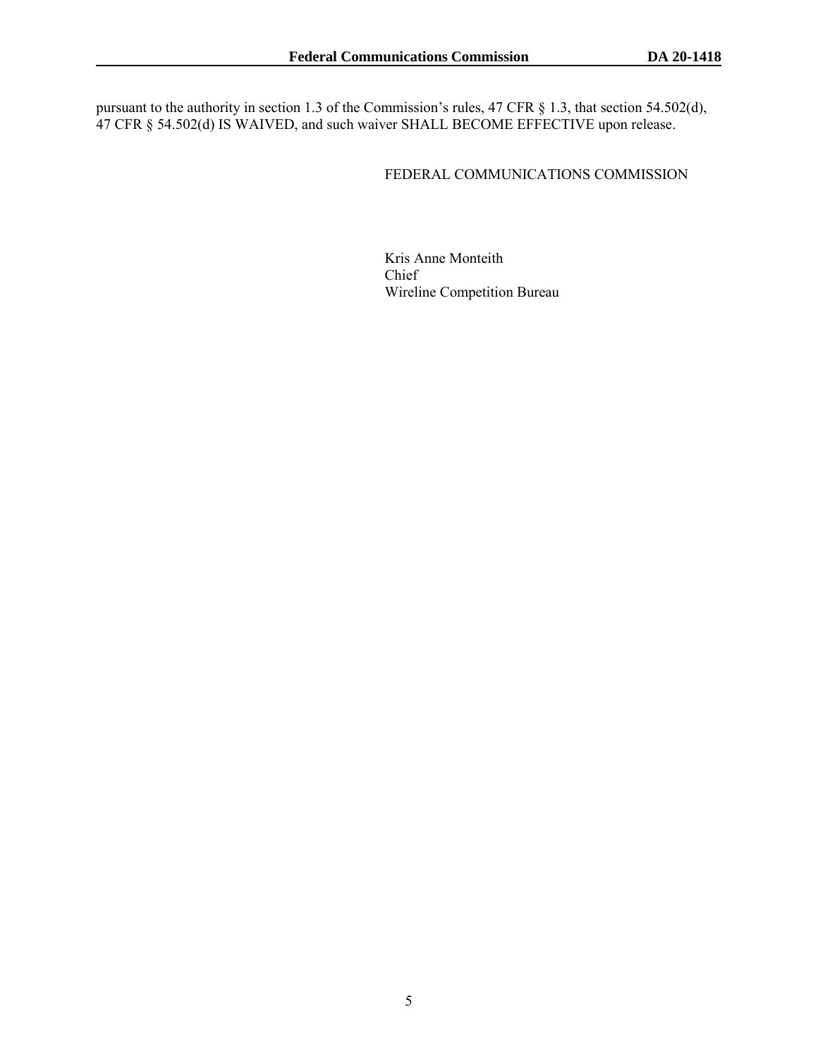pursuant to the authority in section 1.3 of the Commission's rules, 47 CFR § 1.3, that section 54.502(d), 47 CFR § 54.502(d) IS WAIVED, and such waiver SHALL BECOME EFFECTIVE upon release.

FEDERAL COMMUNICATIONS COMMISSION

Kris Anne Monteith
Chief
Wireline Competition Bureau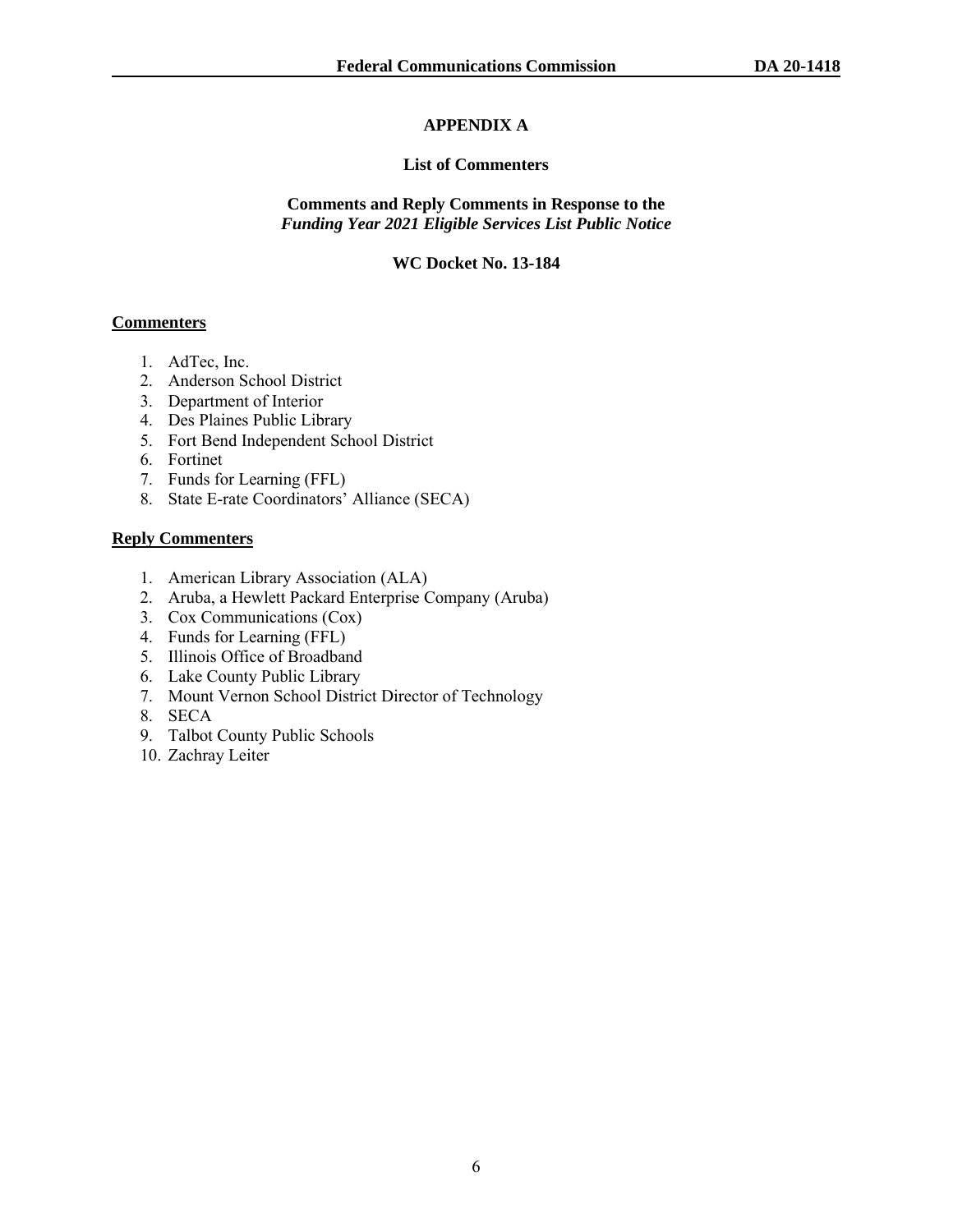# APPENDIX A

## List of Commenters

### Comments and Reply Comments in Response to the *Funding Year 2021 Eligible Services List Public Notice*

### WC Docket No. 13-184

**Commenters**

1. AdTec, Inc.
2. Anderson School District
3. Department of Interior
4. Des Plaines Public Library
5. Fort Bend Independent School District
6. Fortinet
7. Funds for Learning (FFL)
8. State E-rate Coordinators' Alliance (SECA)

**Reply Commenters**

1. American Library Association (ALA)
2. Aruba, a Hewlett Packard Enterprise Company (Aruba)
3. Cox Communications (Cox)
4. Funds for Learning (FFL)
5. Illinois Office of Broadband
6. Lake County Public Library
7. Mount Vernon School District Director of Technology
8. SECA
9. Talbot County Public Schools
10. Zachray Leiter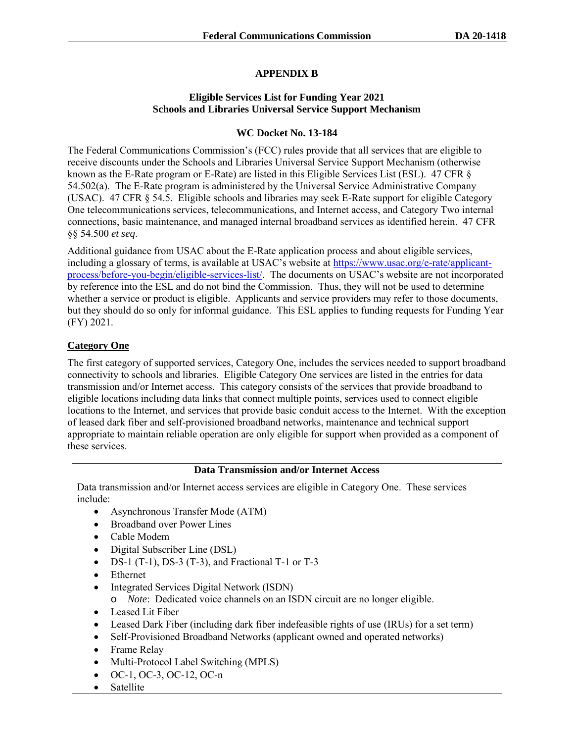# APPENDIX B

## Eligible Services List for Funding Year 2021
## Schools and Libraries Universal Service Support Mechanism

### WC Docket No. 13-184

The Federal Communications Commission's (FCC) rules provide that all services that are eligible to receive discounts under the Schools and Libraries Universal Service Support Mechanism (otherwise known as the E-Rate program or E-Rate) are listed in this Eligible Services List (ESL). 47 CFR § 54.502(a). The E-Rate program is administered by the Universal Service Administrative Company (USAC). 47 CFR § 54.5. Eligible schools and libraries may seek E-Rate support for eligible Category One telecommunications services, telecommunications, and Internet access, and Category Two internal connections, basic maintenance, and managed internal broadband services as identified herein. 47 CFR §§ 54.500 *et seq*.

Additional guidance from USAC about the E-Rate application process and about eligible services, including a glossary of terms, is available at USAC's website at [https://www.usac.org/e-rate/applicant-process/before-you-begin/eligible-services-list/](https://www.usac.org/e-rate/applicant-process/before-you-begin/eligible-services-list/). The documents on USAC's website are not incorporated by reference into the ESL and do not bind the Commission. Thus, they will not be used to determine whether a service or product is eligible. Applicants and service providers may refer to those documents, but they should do so only for informal guidance. This ESL applies to funding requests for Funding Year (FY) 2021.

## Category One

The first category of supported services, Category One, includes the services needed to support broadband connectivity to schools and libraries. Eligible Category One services are listed in the entries for data transmission and/or Internet access. This category consists of the services that provide broadband to eligible locations including data links that connect multiple points, services used to connect eligible locations to the Internet, and services that provide basic conduit access to the Internet. With the exception of leased dark fiber and self-provisioned broadband networks, maintenance and technical support appropriate to maintain reliable operation are only eligible for support when provided as a component of these services.

**Data Transmission and/or Internet Access**

Data transmission and/or Internet access services are eligible in Category One. These services include:

- Asynchronous Transfer Mode (ATM)
- Broadband over Power Lines
- Cable Modem
- Digital Subscriber Line (DSL)
- DS-1 (T-1), DS-3 (T-3), and Fractional T-1 or T-3
- Ethernet
- Integrated Services Digital Network (ISDN)
  - *Note*: Dedicated voice channels on an ISDN circuit are no longer eligible.
- Leased Lit Fiber
- Leased Dark Fiber (including dark fiber indefeasible rights of use (IRUs) for a set term)
- Self-Provisioned Broadband Networks (applicant owned and operated networks)
- Frame Relay
- Multi-Protocol Label Switching (MPLS)
- OC-1, OC-3, OC-12, OC-n
- Satellite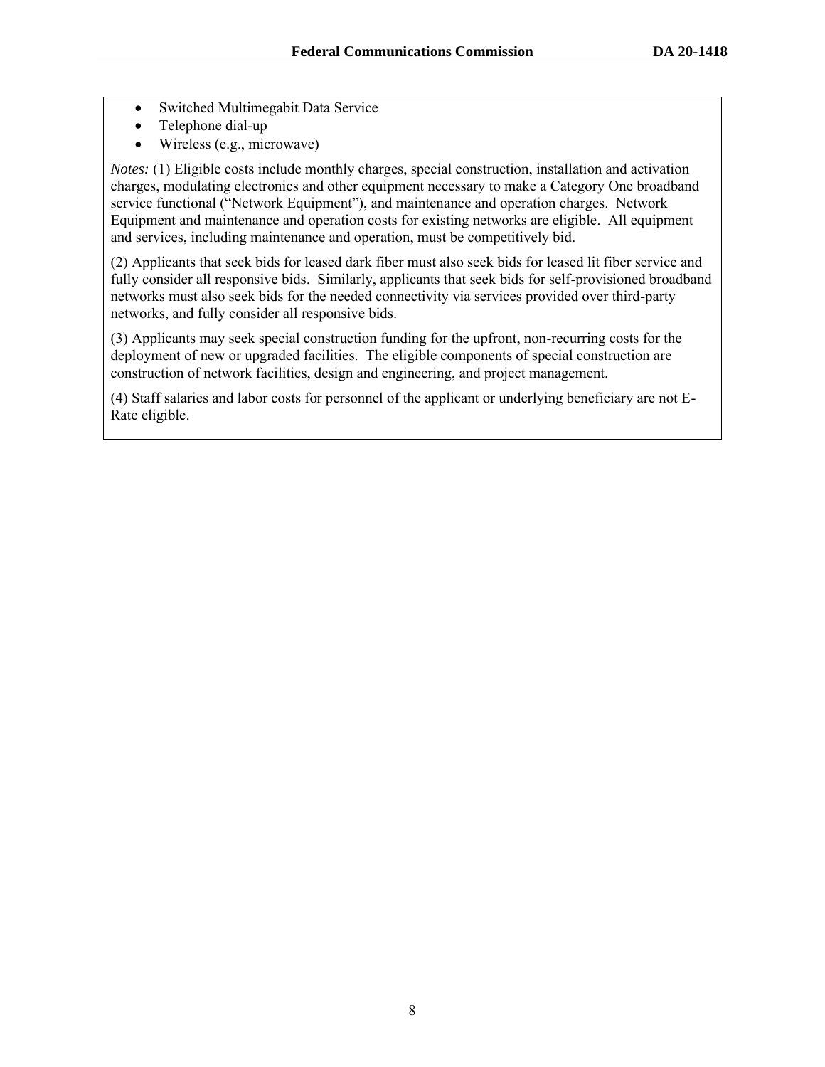- Switched Multimegabit Data Service
- Telephone dial-up
- Wireless (e.g., microwave)

*Notes:* (1) Eligible costs include monthly charges, special construction, installation and activation charges, modulating electronics and other equipment necessary to make a Category One broadband service functional ("Network Equipment"), and maintenance and operation charges. Network Equipment and maintenance and operation costs for existing networks are eligible. All equipment and services, including maintenance and operation, must be competitively bid.

(2) Applicants that seek bids for leased dark fiber must also seek bids for leased lit fiber service and fully consider all responsive bids. Similarly, applicants that seek bids for self-provisioned broadband networks must also seek bids for the needed connectivity via services provided over third-party networks, and fully consider all responsive bids.

(3) Applicants may seek special construction funding for the upfront, non-recurring costs for the deployment of new or upgraded facilities. The eligible components of special construction are construction of network facilities, design and engineering, and project management.

(4) Staff salaries and labor costs for personnel of the applicant or underlying beneficiary are not E-Rate eligible.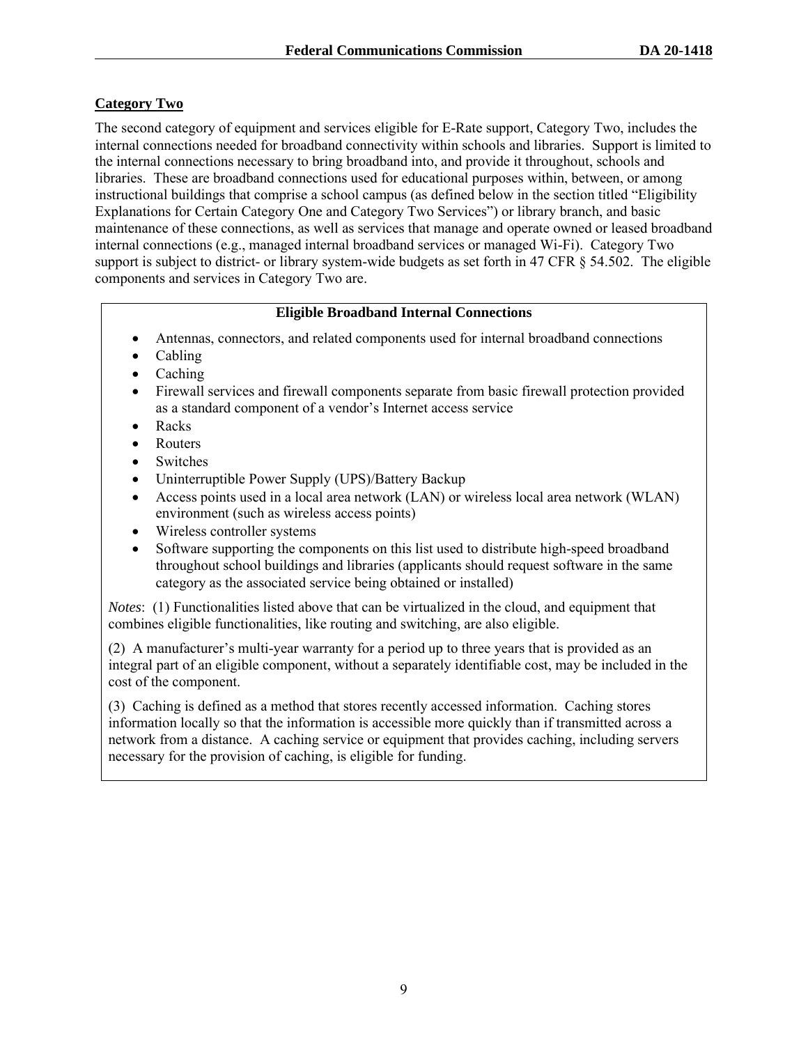## Category Two

The second category of equipment and services eligible for E-Rate support, Category Two, includes the internal connections needed for broadband connectivity within schools and libraries. Support is limited to the internal connections necessary to bring broadband into, and provide it throughout, schools and libraries. These are broadband connections used for educational purposes within, between, or among instructional buildings that comprise a school campus (as defined below in the section titled "Eligibility Explanations for Certain Category One and Category Two Services") or library branch, and basic maintenance of these connections, as well as services that manage and operate owned or leased broadband internal connections (e.g., managed internal broadband services or managed Wi-Fi). Category Two support is subject to district- or library system-wide budgets as set forth in 47 CFR § 54.502. The eligible components and services in Category Two are.

**Eligible Broadband Internal Connections**

- Antennas, connectors, and related components used for internal broadband connections
- Cabling
- Caching
- Firewall services and firewall components separate from basic firewall protection provided as a standard component of a vendor's Internet access service
- Racks
- Routers
- Switches
- Uninterruptible Power Supply (UPS)/Battery Backup
- Access points used in a local area network (LAN) or wireless local area network (WLAN) environment (such as wireless access points)
- Wireless controller systems
- Software supporting the components on this list used to distribute high-speed broadband throughout school buildings and libraries (applicants should request software in the same category as the associated service being obtained or installed)

*Notes*: (1) Functionalities listed above that can be virtualized in the cloud, and equipment that combines eligible functionalities, like routing and switching, are also eligible.

(2) A manufacturer's multi-year warranty for a period up to three years that is provided as an integral part of an eligible component, without a separately identifiable cost, may be included in the cost of the component.

(3) Caching is defined as a method that stores recently accessed information. Caching stores information locally so that the information is accessible more quickly than if transmitted across a network from a distance. A caching service or equipment that provides caching, including servers necessary for the provision of caching, is eligible for funding.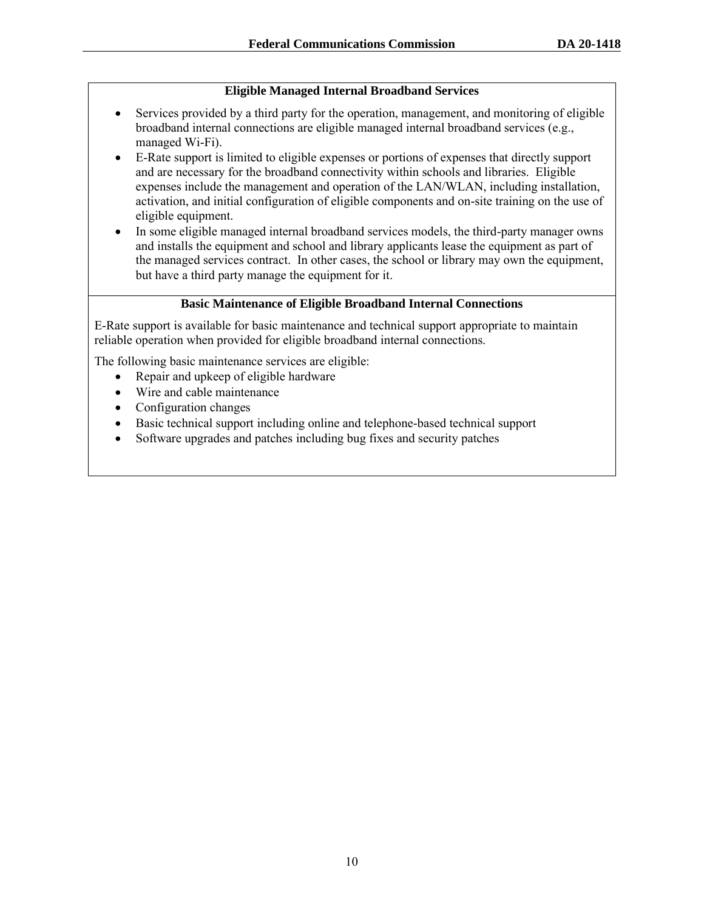**Eligible Managed Internal Broadband Services**

- Services provided by a third party for the operation, management, and monitoring of eligible broadband internal connections are eligible managed internal broadband services (e.g., managed Wi-Fi).
- E-Rate support is limited to eligible expenses or portions of expenses that directly support and are necessary for the broadband connectivity within schools and libraries. Eligible expenses include the management and operation of the LAN/WLAN, including installation, activation, and initial configuration of eligible components and on-site training on the use of eligible equipment.
- In some eligible managed internal broadband services models, the third-party manager owns and installs the equipment and school and library applicants lease the equipment as part of the managed services contract. In other cases, the school or library may own the equipment, but have a third party manage the equipment for it.

**Basic Maintenance of Eligible Broadband Internal Connections**

E-Rate support is available for basic maintenance and technical support appropriate to maintain reliable operation when provided for eligible broadband internal connections.

The following basic maintenance services are eligible:

- Repair and upkeep of eligible hardware
- Wire and cable maintenance
- Configuration changes
- Basic technical support including online and telephone-based technical support
- Software upgrades and patches including bug fixes and security patches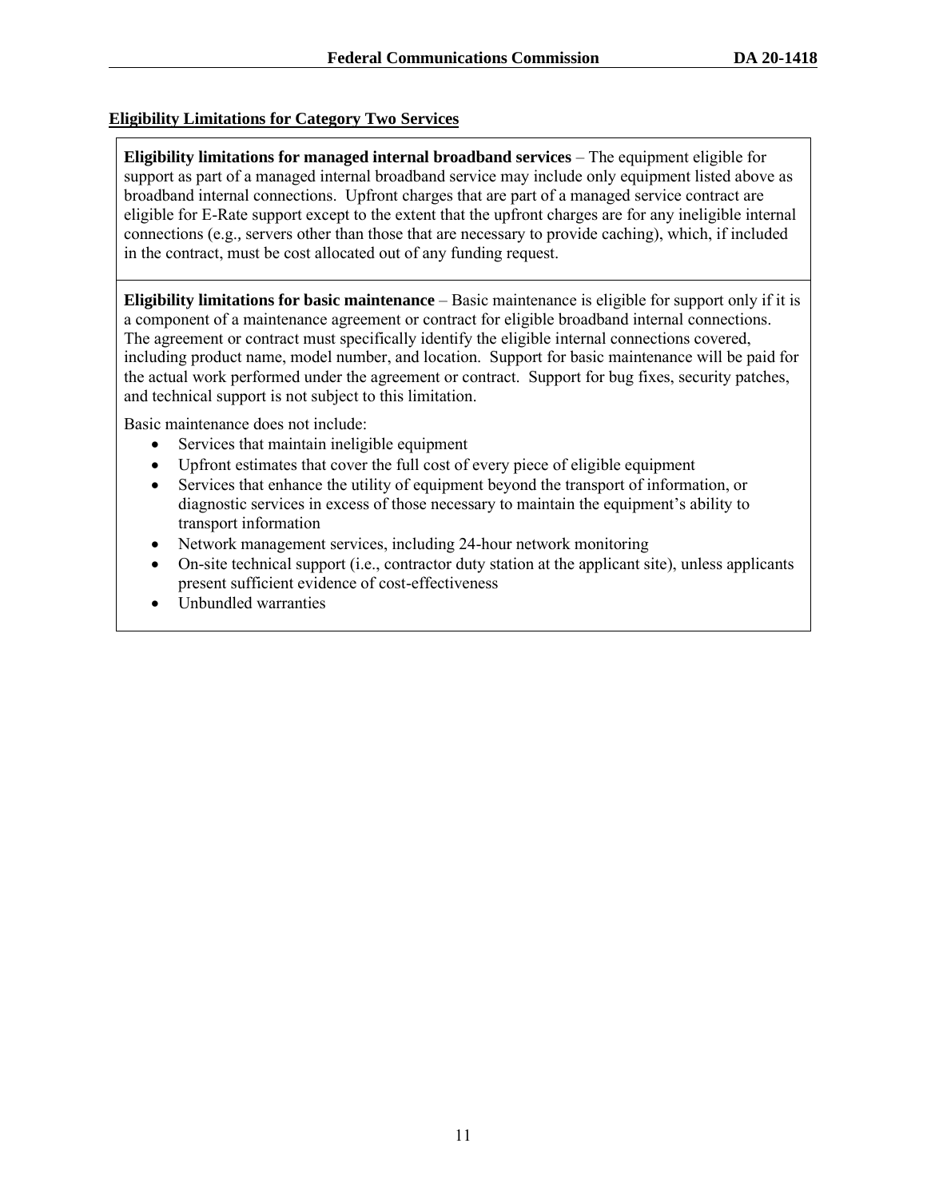**Eligibility Limitations for Category Two Services**

**Eligibility limitations for managed internal broadband services** – The equipment eligible for support as part of a managed internal broadband service may include only equipment listed above as broadband internal connections. Upfront charges that are part of a managed service contract are eligible for E-Rate support except to the extent that the upfront charges are for any ineligible internal connections (e.g., servers other than those that are necessary to provide caching), which, if included in the contract, must be cost allocated out of any funding request.

**Eligibility limitations for basic maintenance** – Basic maintenance is eligible for support only if it is a component of a maintenance agreement or contract for eligible broadband internal connections. The agreement or contract must specifically identify the eligible internal connections covered, including product name, model number, and location. Support for basic maintenance will be paid for the actual work performed under the agreement or contract. Support for bug fixes, security patches, and technical support is not subject to this limitation.

Basic maintenance does not include:

- Services that maintain ineligible equipment
- Upfront estimates that cover the full cost of every piece of eligible equipment
- Services that enhance the utility of equipment beyond the transport of information, or diagnostic services in excess of those necessary to maintain the equipment's ability to transport information
- Network management services, including 24-hour network monitoring
- On-site technical support (i.e., contractor duty station at the applicant site), unless applicants present sufficient evidence of cost-effectiveness
- Unbundled warranties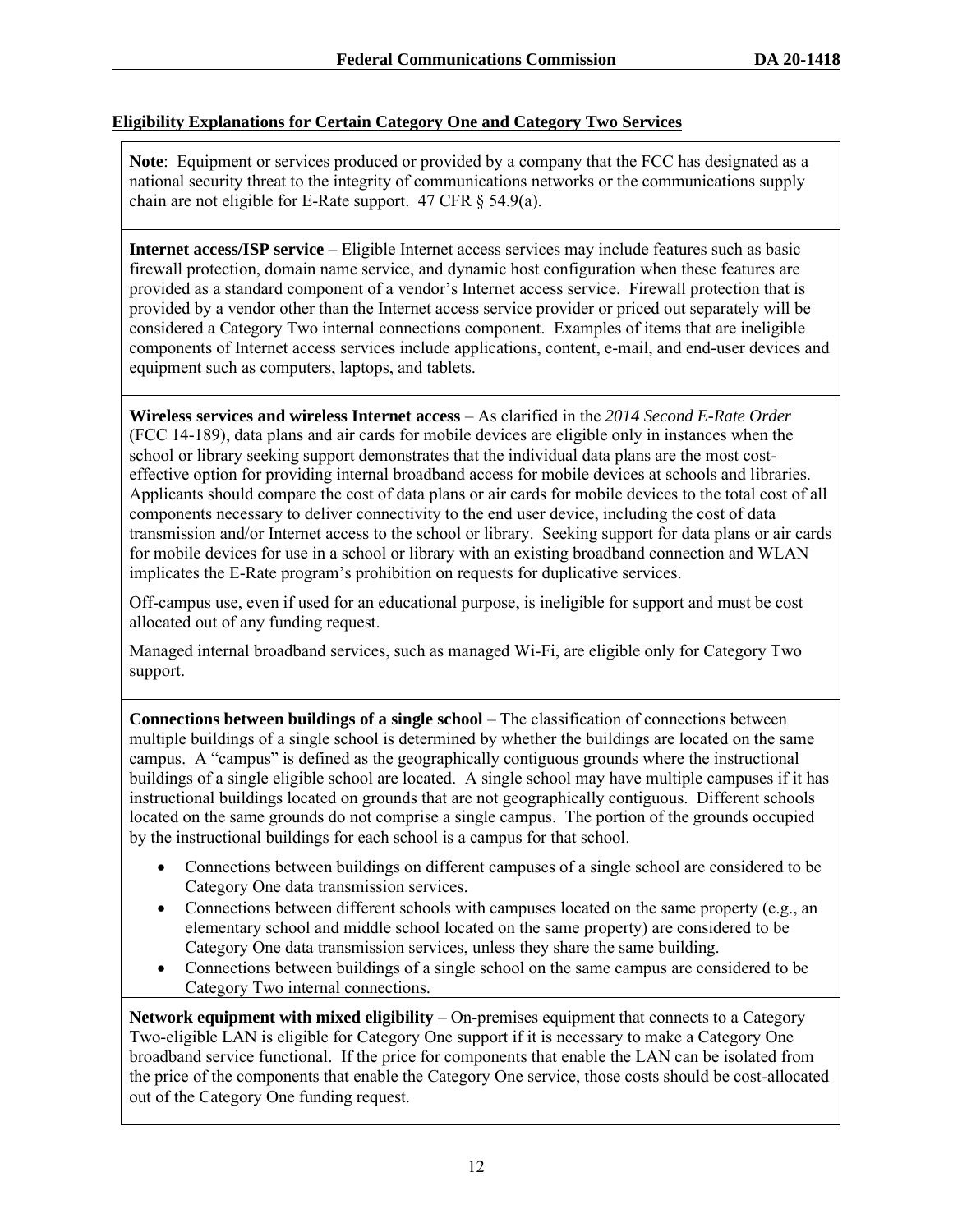## Eligibility Explanations for Certain Category One and Category Two Services

**Note**: Equipment or services produced or provided by a company that the FCC has designated as a national security threat to the integrity of communications networks or the communications supply chain are not eligible for E-Rate support. 47 CFR § 54.9(a).

**Internet access/ISP service** – Eligible Internet access services may include features such as basic firewall protection, domain name service, and dynamic host configuration when these features are provided as a standard component of a vendor's Internet access service. Firewall protection that is provided by a vendor other than the Internet access service provider or priced out separately will be considered a Category Two internal connections component. Examples of items that are ineligible components of Internet access services include applications, content, e-mail, and end-user devices and equipment such as computers, laptops, and tablets.

**Wireless services and wireless Internet access** – As clarified in the *2014 Second E-Rate Order* (FCC 14-189), data plans and air cards for mobile devices are eligible only in instances when the school or library seeking support demonstrates that the individual data plans are the most cost-effective option for providing internal broadband access for mobile devices at schools and libraries. Applicants should compare the cost of data plans or air cards for mobile devices to the total cost of all components necessary to deliver connectivity to the end user device, including the cost of data transmission and/or Internet access to the school or library. Seeking support for data plans or air cards for mobile devices for use in a school or library with an existing broadband connection and WLAN implicates the E-Rate program's prohibition on requests for duplicative services.

Off-campus use, even if used for an educational purpose, is ineligible for support and must be cost allocated out of any funding request.

Managed internal broadband services, such as managed Wi-Fi, are eligible only for Category Two support.

**Connections between buildings of a single school** – The classification of connections between multiple buildings of a single school is determined by whether the buildings are located on the same campus. A "campus" is defined as the geographically contiguous grounds where the instructional buildings of a single eligible school are located. A single school may have multiple campuses if it has instructional buildings located on grounds that are not geographically contiguous. Different schools located on the same grounds do not comprise a single campus. The portion of the grounds occupied by the instructional buildings for each school is a campus for that school.

- Connections between buildings on different campuses of a single school are considered to be Category One data transmission services.
- Connections between different schools with campuses located on the same property (e.g., an elementary school and middle school located on the same property) are considered to be Category One data transmission services, unless they share the same building.
- Connections between buildings of a single school on the same campus are considered to be Category Two internal connections.

**Network equipment with mixed eligibility** – On-premises equipment that connects to a Category Two-eligible LAN is eligible for Category One support if it is necessary to make a Category One broadband service functional. If the price for components that enable the LAN can be isolated from the price of the components that enable the Category One service, those costs should be cost-allocated out of the Category One funding request.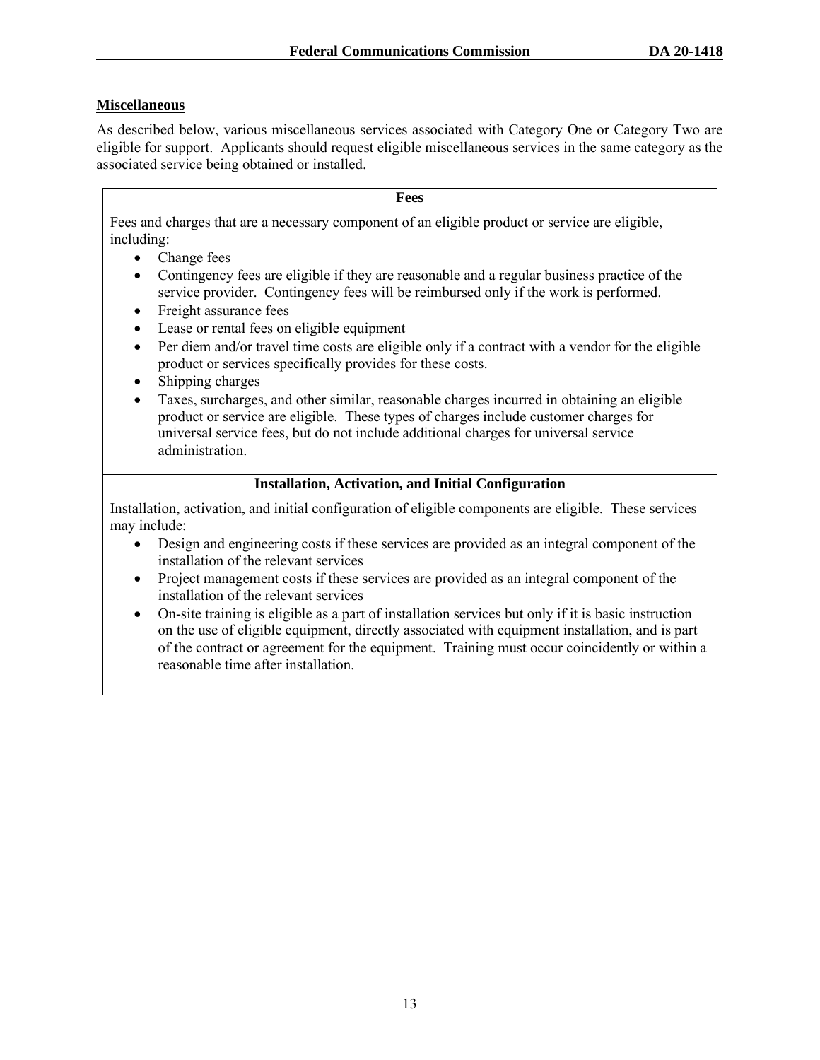## Miscellaneous

As described below, various miscellaneous services associated with Category One or Category Two are eligible for support. Applicants should request eligible miscellaneous services in the same category as the associated service being obtained or installed.

### Fees

Fees and charges that are a necessary component of an eligible product or service are eligible, including:

- Change fees
- Contingency fees are eligible if they are reasonable and a regular business practice of the service provider. Contingency fees will be reimbursed only if the work is performed.
- Freight assurance fees
- Lease or rental fees on eligible equipment
- Per diem and/or travel time costs are eligible only if a contract with a vendor for the eligible product or services specifically provides for these costs.
- Shipping charges
- Taxes, surcharges, and other similar, reasonable charges incurred in obtaining an eligible product or service are eligible. These types of charges include customer charges for universal service fees, but do not include additional charges for universal service administration.

### Installation, Activation, and Initial Configuration

Installation, activation, and initial configuration of eligible components are eligible. These services may include:

- Design and engineering costs if these services are provided as an integral component of the installation of the relevant services
- Project management costs if these services are provided as an integral component of the installation of the relevant services
- On-site training is eligible as a part of installation services but only if it is basic instruction on the use of eligible equipment, directly associated with equipment installation, and is part of the contract or agreement for the equipment. Training must occur coincidently or within a reasonable time after installation.